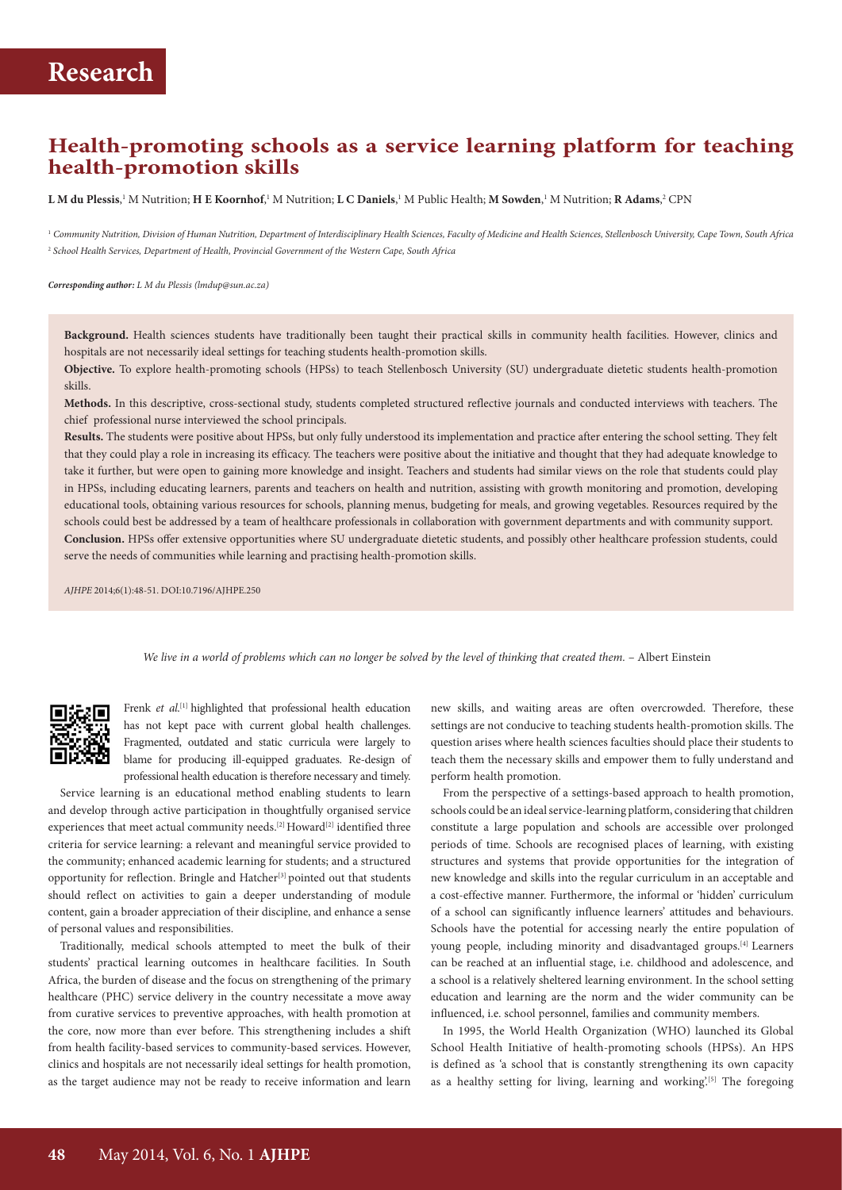# Research

## Health-promoting schools as a service learning platform for teaching health-promotion skills

**L M du Plessis**,[1] M Nutrition; **H E Koornhof**,[1] M Nutrition; **L C Daniels**,[1] M Public Health; **M Sowden**,[1] M Nutrition; **R Adams**,[2] CPN

[1] *Community Nutrition, Division of Human Nutrition, Department of Interdisciplinary Health Sciences, Faculty of Medicine and Health Sciences, Stellenbosch University, Cape Town, South Africa*
[2] *School Health Services, Department of Health, Provincial Government of the Western Cape, South Africa*

***Corresponding author:** L M du Plessis (lmdup@sun.ac.za)*

**Background.** Health sciences students have traditionally been taught their practical skills in community health facilities. However, clinics and hospitals are not necessarily ideal settings for teaching students health-promotion skills.

**Objective.** To explore health-promoting schools (HPSs) to teach Stellenbosch University (SU) undergraduate dietetic students health-promotion skills.

**Methods.** In this descriptive, cross-sectional study, students completed structured reflective journals and conducted interviews with teachers. The chief professional nurse interviewed the school principals.

**Results.** The students were positive about HPSs, but only fully understood its implementation and practice after entering the school setting. They felt that they could play a role in increasing its efficacy. The teachers were positive about the initiative and thought that they had adequate knowledge to take it further, but were open to gaining more knowledge and insight. Teachers and students had similar views on the role that students could play in HPSs, including educating learners, parents and teachers on health and nutrition, assisting with growth monitoring and promotion, developing educational tools, obtaining various resources for schools, planning menus, budgeting for meals, and growing vegetables. Resources required by the schools could best be addressed by a team of healthcare professionals in collaboration with government departments and with community support.

**Conclusion.** HPSs offer extensive opportunities where SU undergraduate dietetic students, and possibly other healthcare profession students, could serve the needs of communities while learning and practising health-promotion skills.

*AJHPE* 2014;6(1):48-51. DOI:10.7196/AJHPE.250

*We live in a world of problems which can no longer be solved by the level of thinking that created them.* – Albert Einstein

Frenk *et al.*[1] highlighted that professional health education has not kept pace with current global health challenges. Fragmented, outdated and static curricula were largely to blame for producing ill-equipped graduates. Re-design of professional health education is therefore necessary and timely.

Service learning is an educational method enabling students to learn and develop through active participation in thoughtfully organised service experiences that meet actual community needs.[2] Howard[2] identified three criteria for service learning: a relevant and meaningful service provided to the community; enhanced academic learning for students; and a structured opportunity for reflection. Bringle and Hatcher[3] pointed out that students should reflect on activities to gain a deeper understanding of module content, gain a broader appreciation of their discipline, and enhance a sense of personal values and responsibilities.

Traditionally, medical schools attempted to meet the bulk of their students' practical learning outcomes in healthcare facilities. In South Africa, the burden of disease and the focus on strengthening of the primary healthcare (PHC) service delivery in the country necessitate a move away from curative services to preventive approaches, with health promotion at the core, now more than ever before. This strengthening includes a shift from health facility-based services to community-based services. However, clinics and hospitals are not necessarily ideal settings for health promotion, as the target audience may not be ready to receive information and learn new skills, and waiting areas are often overcrowded. Therefore, these settings are not conducive to teaching students health-promotion skills. The question arises where health sciences faculties should place their students to teach them the necessary skills and empower them to fully understand and perform health promotion.

From the perspective of a settings-based approach to health promotion, schools could be an ideal service-learning platform, considering that children constitute a large population and schools are accessible over prolonged periods of time. Schools are recognised places of learning, with existing structures and systems that provide opportunities for the integration of new knowledge and skills into the regular curriculum in an acceptable and a cost-effective manner. Furthermore, the informal or 'hidden' curriculum of a school can significantly influence learners' attitudes and behaviours. Schools have the potential for accessing nearly the entire population of young people, including minority and disadvantaged groups.[4] Learners can be reached at an influential stage, i.e. childhood and adolescence, and a school is a relatively sheltered learning environment. In the school setting education and learning are the norm and the wider community can be influenced, i.e. school personnel, families and community members.

In 1995, the World Health Organization (WHO) launched its Global School Health Initiative of health-promoting schools (HPSs). An HPS is defined as 'a school that is constantly strengthening its own capacity as a healthy setting for living, learning and working'.[5] The foregoing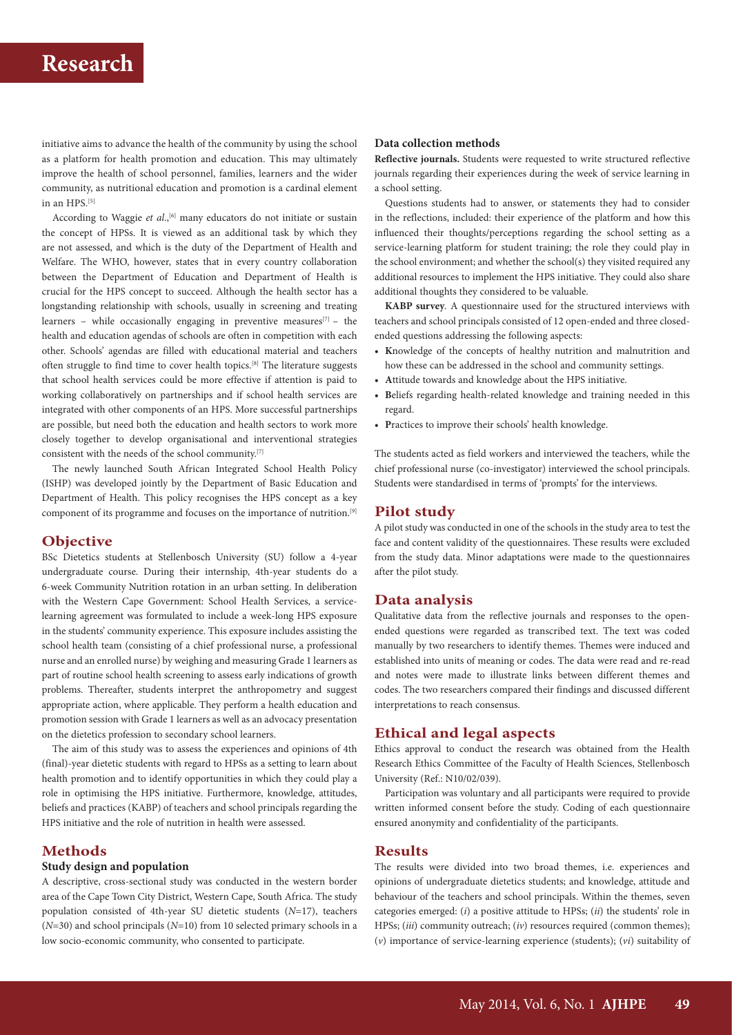initiative aims to advance the health of the community by using the school as a platform for health promotion and education. This may ultimately improve the health of school personnel, families, learners and the wider community, as nutritional education and promotion is a cardinal element in an HPS.[5]

According to Waggie *et al*.,[6] many educators do not initiate or sustain the concept of HPSs. It is viewed as an additional task by which they are not assessed, and which is the duty of the Department of Health and Welfare. The WHO, however, states that in every country collaboration between the Department of Education and Department of Health is crucial for the HPS concept to succeed. Although the health sector has a longstanding relationship with schools, usually in screening and treating learners – while occasionally engaging in preventive measures[7] – the health and education agendas of schools are often in competition with each other. Schools' agendas are filled with educational material and teachers often struggle to find time to cover health topics.[8] The literature suggests that school health services could be more effective if attention is paid to working collaboratively on partnerships and if school health services are integrated with other components of an HPS. More successful partnerships are possible, but need both the education and health sectors to work more closely together to develop organisational and interventional strategies consistent with the needs of the school community.[7]

The newly launched South African Integrated School Health Policy (ISHP) was developed jointly by the Department of Basic Education and Department of Health. This policy recognises the HPS concept as a key component of its programme and focuses on the importance of nutrition.[9]

## Objective

BSc Dietetics students at Stellenbosch University (SU) follow a 4-year undergraduate course. During their internship, 4th-year students do a 6-week Community Nutrition rotation in an urban setting. In deliberation with the Western Cape Government: School Health Services, a service-learning agreement was formulated to include a week-long HPS exposure in the students' community experience. This exposure includes assisting the school health team (consisting of a chief professional nurse, a professional nurse and an enrolled nurse) by weighing and measuring Grade 1 learners as part of routine school health screening to assess early indications of growth problems. Thereafter, students interpret the anthropometry and suggest appropriate action, where applicable. They perform a health education and promotion session with Grade 1 learners as well as an advocacy presentation on the dietetics profession to secondary school learners.

The aim of this study was to assess the experiences and opinions of 4th (final)-year dietetic students with regard to HPSs as a setting to learn about health promotion and to identify opportunities in which they could play a role in optimising the HPS initiative. Furthermore, knowledge, attitudes, beliefs and practices (KABP) of teachers and school principals regarding the HPS initiative and the role of nutrition in health were assessed.

## Methods

### Study design and population

A descriptive, cross-sectional study was conducted in the western border area of the Cape Town City District, Western Cape, South Africa. The study population consisted of 4th-year SU dietetic students (*N*=17), teachers (*N*=30) and school principals (*N*=10) from 10 selected primary schools in a low socio-economic community, who consented to participate.

### Data collection methods

**Reflective journals.** Students were requested to write structured reflective journals regarding their experiences during the week of service learning in a school setting.

Questions students had to answer, or statements they had to consider in the reflections, included: their experience of the platform and how this influenced their thoughts/perceptions regarding the school setting as a service-learning platform for student training; the role they could play in the school environment; and whether the school(s) they visited required any additional resources to implement the HPS initiative. They could also share additional thoughts they considered to be valuable.

**KABP survey**. A questionnaire used for the structured interviews with teachers and school principals consisted of 12 open-ended and three closed-ended questions addressing the following aspects:

- **K**nowledge of the concepts of healthy nutrition and malnutrition and how these can be addressed in the school and community settings.
- **A**ttitude towards and knowledge about the HPS initiative.
- **B**eliefs regarding health-related knowledge and training needed in this regard.
- **P**ractices to improve their schools' health knowledge.

The students acted as field workers and interviewed the teachers, while the chief professional nurse (co-investigator) interviewed the school principals. Students were standardised in terms of 'prompts' for the interviews.

## Pilot study

A pilot study was conducted in one of the schools in the study area to test the face and content validity of the questionnaires. These results were excluded from the study data. Minor adaptations were made to the questionnaires after the pilot study.

## Data analysis

Qualitative data from the reflective journals and responses to the open-ended questions were regarded as transcribed text. The text was coded manually by two researchers to identify themes. Themes were induced and established into units of meaning or codes. The data were read and re-read and notes were made to illustrate links between different themes and codes. The two researchers compared their findings and discussed different interpretations to reach consensus.

## Ethical and legal aspects

Ethics approval to conduct the research was obtained from the Health Research Ethics Committee of the Faculty of Health Sciences, Stellenbosch University (Ref.: N10/02/039).

Participation was voluntary and all participants were required to provide written informed consent before the study. Coding of each questionnaire ensured anonymity and confidentiality of the participants.

## Results

The results were divided into two broad themes, i.e. experiences and opinions of undergraduate dietetics students; and knowledge, attitude and behaviour of the teachers and school principals. Within the themes, seven categories emerged: (*i*) a positive attitude to HPSs; (*ii*) the students' role in HPSs; (*iii*) community outreach; (*iv*) resources required (common themes); (*v*) importance of service-learning experience (students); (*vi*) suitability of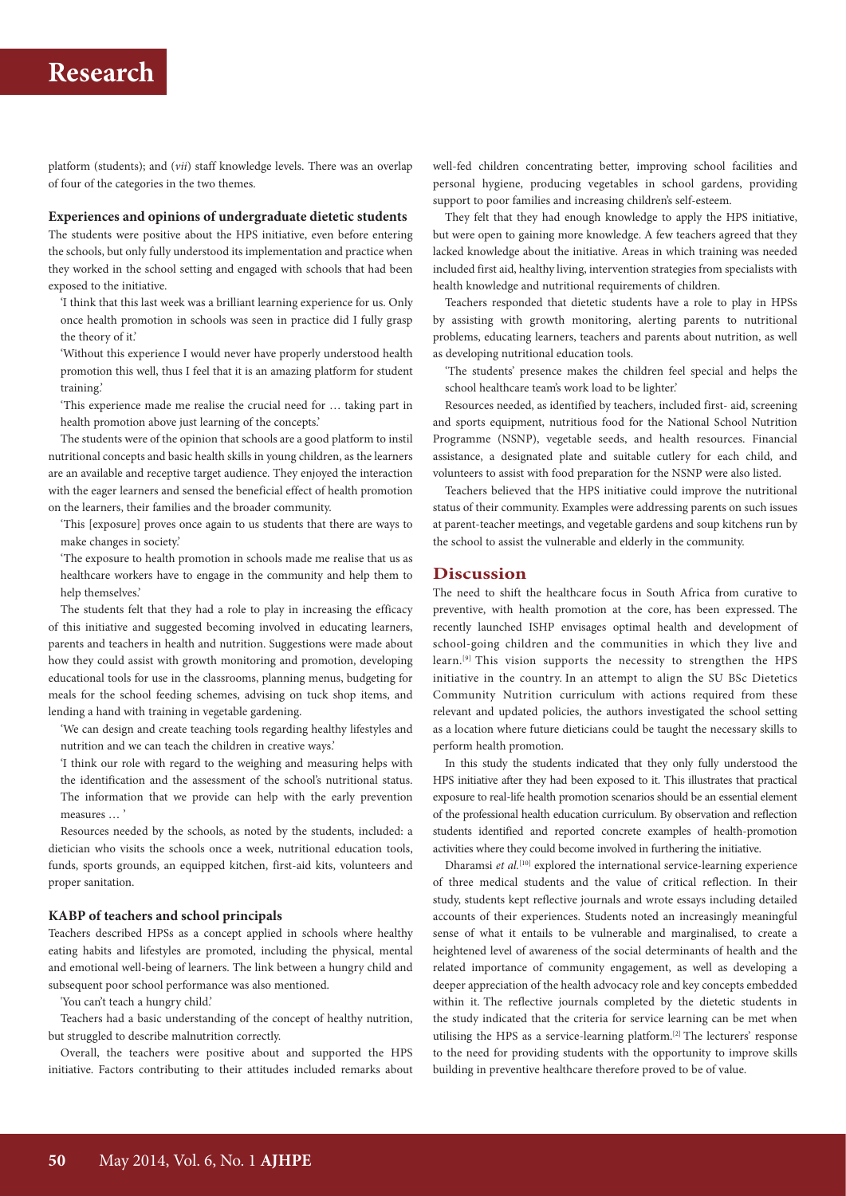platform (students); and (*vii*) staff knowledge levels. There was an overlap of four of the categories in the two themes.

### Experiences and opinions of undergraduate dietetic students

The students were positive about the HPS initiative, even before entering the schools, but only fully understood its implementation and practice when they worked in the school setting and engaged with schools that had been exposed to the initiative.

'I think that this last week was a brilliant learning experience for us. Only once health promotion in schools was seen in practice did I fully grasp the theory of it.'

'Without this experience I would never have properly understood health promotion this well, thus I feel that it is an amazing platform for student training.'

'This experience made me realise the crucial need for … taking part in health promotion above just learning of the concepts.'

The students were of the opinion that schools are a good platform to instil nutritional concepts and basic health skills in young children, as the learners are an available and receptive target audience. They enjoyed the interaction with the eager learners and sensed the beneficial effect of health promotion on the learners, their families and the broader community.

'This [exposure] proves once again to us students that there are ways to make changes in society.'

'The exposure to health promotion in schools made me realise that us as healthcare workers have to engage in the community and help them to help themselves.'

The students felt that they had a role to play in increasing the efficacy of this initiative and suggested becoming involved in educating learners, parents and teachers in health and nutrition. Suggestions were made about how they could assist with growth monitoring and promotion, developing educational tools for use in the classrooms, planning menus, budgeting for meals for the school feeding schemes, advising on tuck shop items, and lending a hand with training in vegetable gardening.

'We can design and create teaching tools regarding healthy lifestyles and nutrition and we can teach the children in creative ways.'

'I think our role with regard to the weighing and measuring helps with the identification and the assessment of the school's nutritional status. The information that we provide can help with the early prevention measures … '

Resources needed by the schools, as noted by the students, included: a dietician who visits the schools once a week, nutritional education tools, funds, sports grounds, an equipped kitchen, first-aid kits, volunteers and proper sanitation.

### KABP of teachers and school principals

Teachers described HPSs as a concept applied in schools where healthy eating habits and lifestyles are promoted, including the physical, mental and emotional well-being of learners. The link between a hungry child and subsequent poor school performance was also mentioned.

'You can't teach a hungry child.'

Teachers had a basic understanding of the concept of healthy nutrition, but struggled to describe malnutrition correctly.

Overall, the teachers were positive about and supported the HPS initiative. Factors contributing to their attitudes included remarks about well-fed children concentrating better, improving school facilities and personal hygiene, producing vegetables in school gardens, providing support to poor families and increasing children's self-esteem.

They felt that they had enough knowledge to apply the HPS initiative, but were open to gaining more knowledge. A few teachers agreed that they lacked knowledge about the initiative. Areas in which training was needed included first aid, healthy living, intervention strategies from specialists with health knowledge and nutritional requirements of children.

Teachers responded that dietetic students have a role to play in HPSs by assisting with growth monitoring, alerting parents to nutritional problems, educating learners, teachers and parents about nutrition, as well as developing nutritional education tools.

'The students' presence makes the children feel special and helps the school healthcare team's work load to be lighter.'

Resources needed, as identified by teachers, included first- aid, screening and sports equipment, nutritious food for the National School Nutrition Programme (NSNP), vegetable seeds, and health resources. Financial assistance, a designated plate and suitable cutlery for each child, and volunteers to assist with food preparation for the NSNP were also listed.

Teachers believed that the HPS initiative could improve the nutritional status of their community. Examples were addressing parents on such issues at parent-teacher meetings, and vegetable gardens and soup kitchens run by the school to assist the vulnerable and elderly in the community.

## Discussion

The need to shift the healthcare focus in South Africa from curative to preventive, with health promotion at the core, has been expressed. The recently launched ISHP envisages optimal health and development of school-going children and the communities in which they live and learn.[9] This vision supports the necessity to strengthen the HPS initiative in the country. In an attempt to align the SU BSc Dietetics Community Nutrition curriculum with actions required from these relevant and updated policies, the authors investigated the school setting as a location where future dieticians could be taught the necessary skills to perform health promotion.

In this study the students indicated that they only fully understood the HPS initiative after they had been exposed to it. This illustrates that practical exposure to real-life health promotion scenarios should be an essential element of the professional health education curriculum. By observation and reflection students identified and reported concrete examples of health-promotion activities where they could become involved in furthering the initiative.

Dharamsi *et al.*[10] explored the international service-learning experience of three medical students and the value of critical reflection. In their study, students kept reflective journals and wrote essays including detailed accounts of their experiences. Students noted an increasingly meaningful sense of what it entails to be vulnerable and marginalised, to create a heightened level of awareness of the social determinants of health and the related importance of community engagement, as well as developing a deeper appreciation of the health advocacy role and key concepts embedded within it. The reflective journals completed by the dietetic students in the study indicated that the criteria for service learning can be met when utilising the HPS as a service-learning platform.[2] The lecturers' response to the need for providing students with the opportunity to improve skills building in preventive healthcare therefore proved to be of value.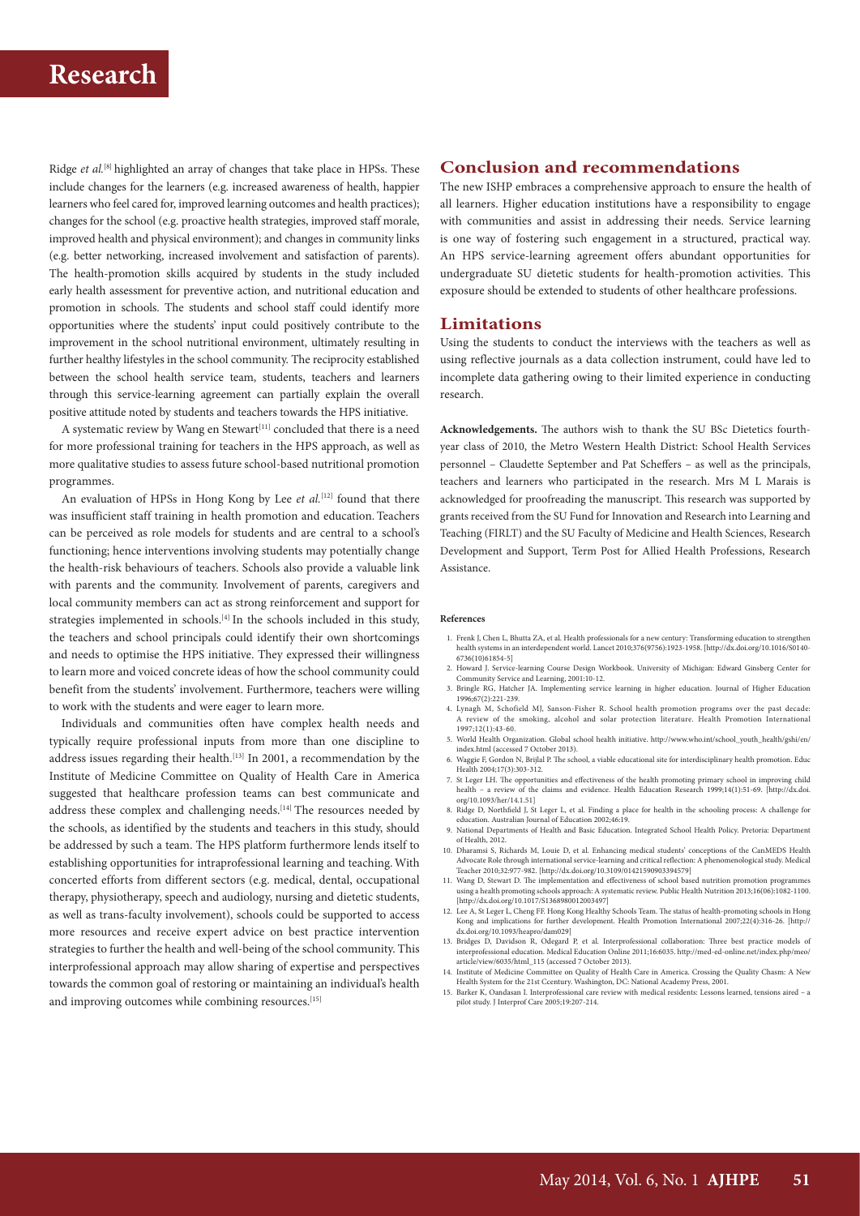Ridge *et al.*[8] highlighted an array of changes that take place in HPSs. These include changes for the learners (e.g. increased awareness of health, happier learners who feel cared for, improved learning outcomes and health practices); changes for the school (e.g. proactive health strategies, improved staff morale, improved health and physical environment); and changes in community links (e.g. better networking, increased involvement and satisfaction of parents). The health-promotion skills acquired by students in the study included early health assessment for preventive action, and nutritional education and promotion in schools. The students and school staff could identify more opportunities where the students' input could positively contribute to the improvement in the school nutritional environment, ultimately resulting in further healthy lifestyles in the school community. The reciprocity established between the school health service team, students, teachers and learners through this service-learning agreement can partially explain the overall positive attitude noted by students and teachers towards the HPS initiative.

A systematic review by Wang en Stewart[11] concluded that there is a need for more professional training for teachers in the HPS approach, as well as more qualitative studies to assess future school-based nutritional promotion programmes.

An evaluation of HPSs in Hong Kong by Lee *et al.*[12] found that there was insufficient staff training in health promotion and education. Teachers can be perceived as role models for students and are central to a school's functioning; hence interventions involving students may potentially change the health-risk behaviours of teachers. Schools also provide a valuable link with parents and the community. Involvement of parents, caregivers and local community members can act as strong reinforcement and support for strategies implemented in schools.[4] In the schools included in this study, the teachers and school principals could identify their own shortcomings and needs to optimise the HPS initiative. They expressed their willingness to learn more and voiced concrete ideas of how the school community could benefit from the students' involvement. Furthermore, teachers were willing to work with the students and were eager to learn more.

Individuals and communities often have complex health needs and typically require professional inputs from more than one discipline to address issues regarding their health.[13] In 2001, a recommendation by the Institute of Medicine Committee on Quality of Health Care in America suggested that healthcare profession teams can best communicate and address these complex and challenging needs.[14] The resources needed by the schools, as identified by the students and teachers in this study, should be addressed by such a team. The HPS platform furthermore lends itself to establishing opportunities for intraprofessional learning and teaching. With concerted efforts from different sectors (e.g. medical, dental, occupational therapy, physiotherapy, speech and audiology, nursing and dietetic students, as well as trans-faculty involvement), schools could be supported to access more resources and receive expert advice on best practice intervention strategies to further the health and well-being of the school community. This interprofessional approach may allow sharing of expertise and perspectives towards the common goal of restoring or maintaining an individual's health and improving outcomes while combining resources.[15]

## Conclusion and recommendations

The new ISHP embraces a comprehensive approach to ensure the health of all learners. Higher education institutions have a responsibility to engage with communities and assist in addressing their needs. Service learning is one way of fostering such engagement in a structured, practical way. An HPS service-learning agreement offers abundant opportunities for undergraduate SU dietetic students for health-promotion activities. This exposure should be extended to students of other healthcare professions.

## Limitations

Using the students to conduct the interviews with the teachers as well as using reflective journals as a data collection instrument, could have led to incomplete data gathering owing to their limited experience in conducting research.

**Acknowledgements.** The authors wish to thank the SU BSc Dietetics fourth-year class of 2010, the Metro Western Health District: School Health Services personnel – Claudette September and Pat Scheffers – as well as the principals, teachers and learners who participated in the research. Mrs M L Marais is acknowledged for proofreading the manuscript. This research was supported by grants received from the SU Fund for Innovation and Research into Learning and Teaching (FIRLT) and the SU Faculty of Medicine and Health Sciences, Research Development and Support, Term Post for Allied Health Professions, Research Assistance.

### References

1. Frenk J, Chen L, Bhutta ZA, et al. Health professionals for a new century: Transforming education to strengthen health systems in an interdependent world. Lancet 2010;376(9756):1923-1958. [http://dx.doi.org/10.1016/S0140-6736(10)61854-5]
2. Howard J. Service-learning Course Design Workbook. University of Michigan: Edward Ginsberg Center for Community Service and Learning, 2001:10-12.
3. Bringle RG, Hatcher JA. Implementing service learning in higher education. Journal of Higher Education 1996;67(2):221-239.
4. Lynagh M, Schofield MJ, Sanson-Fisher R. School health promotion programs over the past decade: A review of the smoking, alcohol and solar protection literature. Health Promotion International 1997;12(1):43-60.
5. World Health Organization. Global school health initiative. http://www.who.int/school_youth_health/gshi/en/index.html (accessed 7 October 2013).
6. Waggie F, Gordon N, Brijlal P. The school, a viable educational site for interdisciplinary health promotion. Educ Health 2004;17(3):303-312.
7. St Leger LH. The opportunities and effectiveness of the health promoting primary school in improving child health – a review of the claims and evidence. Health Education Research 1999;14(1):51-69. [http://dx.doi.org/10.1093/her/14.1.51]
8. Ridge D, Northfield J, St Leger L, et al. Finding a place for health in the schooling process: A challenge for education. Australian Journal of Education 2002;46:19.
9. National Departments of Health and Basic Education. Integrated School Health Policy. Pretoria: Department of Health, 2012.
10. Dharamsi S, Richards M, Louie D, et al. Enhancing medical students' conceptions of the CanMEDS Health Advocate Role through international service-learning and critical reflection: A phenomenological study. Medical Teacher 2010;32:977-982. [http://dx.doi.org/10.3109/01421590903394579]
11. Wang D, Stewart D. The implementation and effectiveness of school based nutrition promotion programmes using a health promoting schools approach: A systematic review. Public Health Nutrition 2013;16(06):1082-1100. [http://dx.doi.org/10.1017/S1368980012003497]
12. Lee A, St Leger L, Cheng FF. Hong Kong Healthy Schools Team. The status of health-promoting schools in Hong Kong and implications for further development. Health Promotion International 2007;22(4):316-26. [http://dx.doi.org/10.1093/heapro/dam029]
13. Bridges D, Davidson R, Odegard P, et al. Interprofessional collaboration: Three best practice models of interprofessional education. Medical Education Online 2011;16:6035. http://med-ed-online.net/index.php/meo/article/view/6035/html_115 (accessed 7 October 2013).
14. Institute of Medicine Committee on Quality of Health Care in America. Crossing the Quality Chasm: A New Health System for the 21st Ccentury. Washington, DC: National Academy Press, 2001.
15. Barker K, Oandasan I. Interprofessional care review with medical residents: Lessons learned, tensions aired – a pilot study. J Interprof Care 2005;19:207-214.